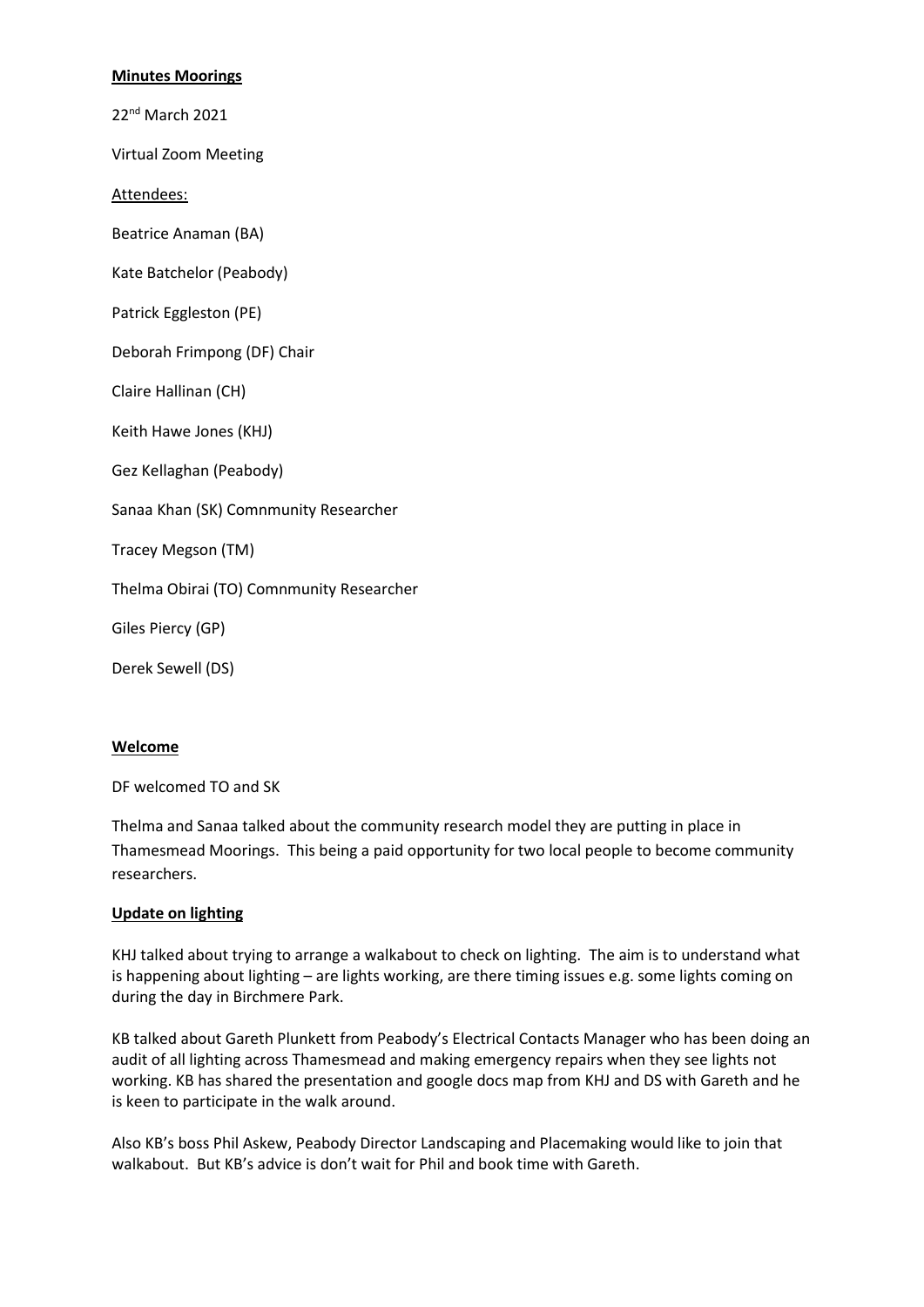**Minutes Moorings**

22nd March 2021

Virtual Zoom Meeting

Attendees:

Beatrice Anaman (BA)

Kate Batchelor (Peabody)

Patrick Eggleston (PE)

Deborah Frimpong (DF) Chair

Claire Hallinan (CH)

Keith Hawe Jones (KHJ)

Gez Kellaghan (Peabody)

Sanaa Khan (SK) Comnmunity Researcher

Tracey Megson (TM)

Thelma Obirai (TO) Comnmunity Researcher

Giles Piercy (GP)

Derek Sewell (DS)

**Welcome**

DF welcomed TO and SK

Thelma and Sanaa talked about the community research model they are putting in place in Thamesmead Moorings. This being a paid opportunity for two local people to become community researchers.

**Update on lighting**

KHJ talked about trying to arrange a walkabout to check on lighting. The aim is to understand what is happening about lighting – are lights working, are there timing issues e.g. some lights coming on during the day in Birchmere Park.

KB talked about Gareth Plunkett from Peabody's Electrical Contacts Manager who has been doing an audit of all lighting across Thamesmead and making emergency repairs when they see lights not working. KB has shared the presentation and google docs map from KHJ and DS with Gareth and he is keen to participate in the walk around.

Also KB's boss Phil Askew, Peabody Director Landscaping and Placemaking would like to join that walkabout. But KB's advice is don't wait for Phil and book time with Gareth.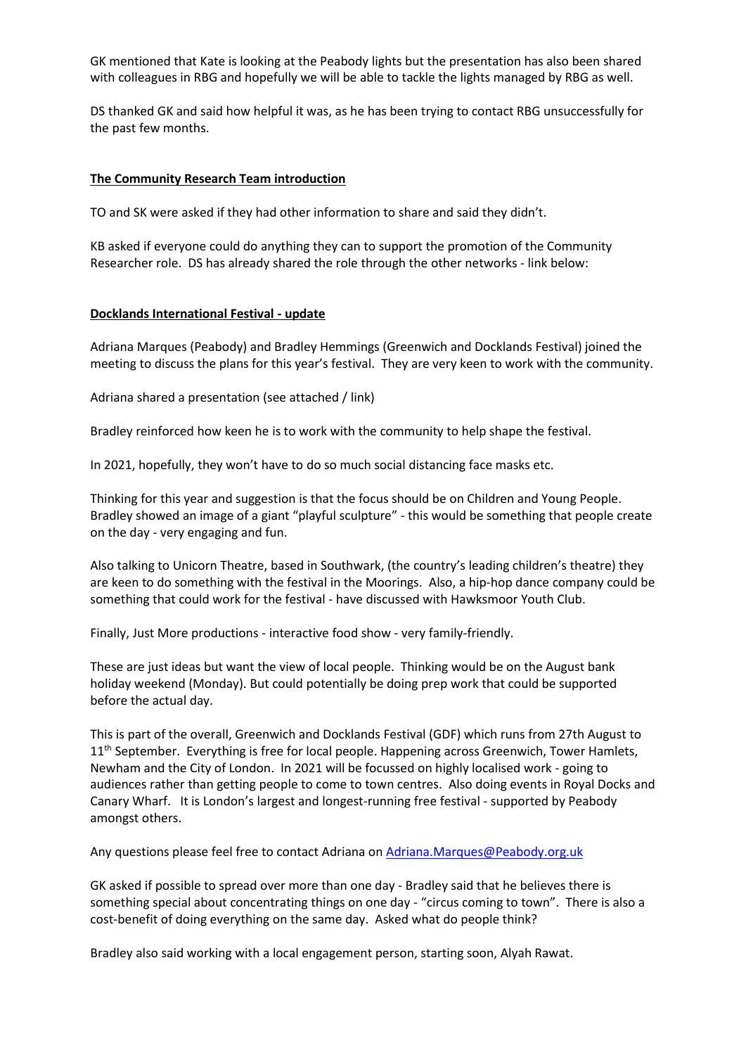GK mentioned that Kate is looking at the Peabody lights but the presentation has also been shared with colleagues in RBG and hopefully we will be able to tackle the lights managed by RBG as well.

DS thanked GK and said how helpful it was, as he has been trying to contact RBG unsuccessfully for the past few months.

**The Community Research Team introduction**

TO and SK were asked if they had other information to share and said they didn't.

KB asked if everyone could do anything they can to support the promotion of the Community Researcher role. DS has already shared the role through the other networks - link below:

**Docklands International Festival - update**

Adriana Marques (Peabody) and Bradley Hemmings (Greenwich and Docklands Festival) joined the meeting to discuss the plans for this year's festival. They are very keen to work with the community.

Adriana shared a presentation (see attached / link)

Bradley reinforced how keen he is to work with the community to help shape the festival.

In 2021, hopefully, they won't have to do so much social distancing face masks etc.

Thinking for this year and suggestion is that the focus should be on Children and Young People. Bradley showed an image of a giant "playful sculpture" - this would be something that people create on the day - very engaging and fun.

Also talking to Unicorn Theatre, based in Southwark, (the country's leading children's theatre) they are keen to do something with the festival in the Moorings. Also, a hip-hop dance company could be something that could work for the festival - have discussed with Hawksmoor Youth Club.

Finally, Just More productions - interactive food show - very family-friendly.

These are just ideas but want the view of local people. Thinking would be on the August bank holiday weekend (Monday). But could potentially be doing prep work that could be supported before the actual day.

This is part of the overall, Greenwich and Docklands Festival (GDF) which runs from 27th August to 11th September. Everything is free for local people. Happening across Greenwich, Tower Hamlets, Newham and the City of London. In 2021 will be focussed on highly localised work - going to audiences rather than getting people to come to town centres. Also doing events in Royal Docks and Canary Wharf. It is London's largest and longest-running free festival - supported by Peabody amongst others.

Any questions please feel free to contact Adriana on Adriana.Marques@Peabody.org.uk

GK asked if possible to spread over more than one day - Bradley said that he believes there is something special about concentrating things on one day - "circus coming to town". There is also a cost-benefit of doing everything on the same day. Asked what do people think?

Bradley also said working with a local engagement person, starting soon, Alyah Rawat.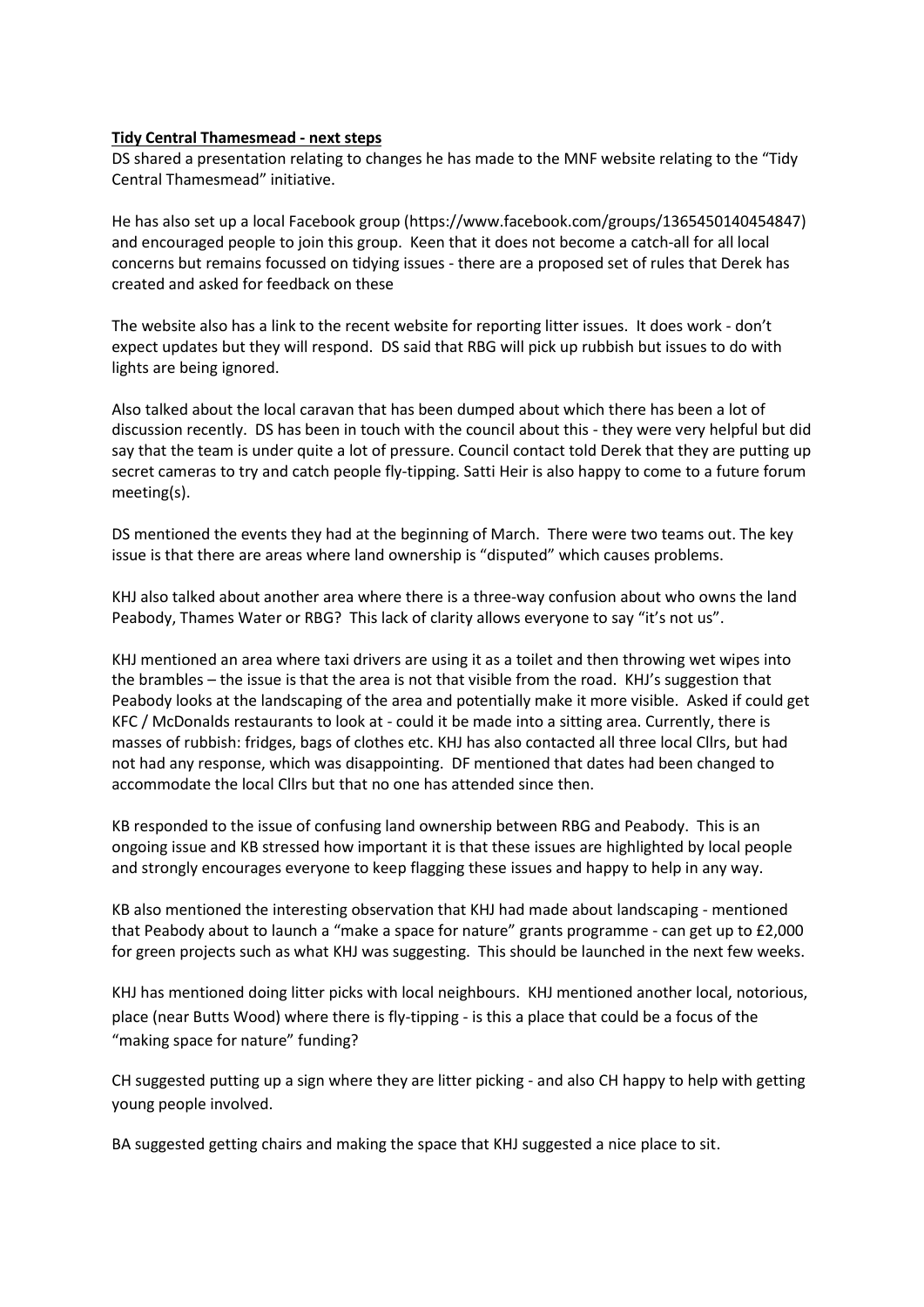**Tidy Central Thamesmead - next steps**

DS shared a presentation relating to changes he has made to the MNF website relating to the "Tidy Central Thamesmead" initiative.

He has also set up a local Facebook group (https://www.facebook.com/groups/1365450140454847) and encouraged people to join this group. Keen that it does not become a catch-all for all local concerns but remains focussed on tidying issues - there are a proposed set of rules that Derek has created and asked for feedback on these

The website also has a link to the recent website for reporting litter issues. It does work - don't expect updates but they will respond. DS said that RBG will pick up rubbish but issues to do with lights are being ignored.

Also talked about the local caravan that has been dumped about which there has been a lot of discussion recently. DS has been in touch with the council about this - they were very helpful but did say that the team is under quite a lot of pressure. Council contact told Derek that they are putting up secret cameras to try and catch people fly-tipping. Satti Heir is also happy to come to a future forum meeting(s).

DS mentioned the events they had at the beginning of March. There were two teams out. The key issue is that there are areas where land ownership is "disputed" which causes problems.

KHJ also talked about another area where there is a three-way confusion about who owns the land Peabody, Thames Water or RBG? This lack of clarity allows everyone to say "it's not us".

KHJ mentioned an area where taxi drivers are using it as a toilet and then throwing wet wipes into the brambles – the issue is that the area is not that visible from the road. KHJ's suggestion that Peabody looks at the landscaping of the area and potentially make it more visible. Asked if could get KFC / McDonalds restaurants to look at - could it be made into a sitting area. Currently, there is masses of rubbish: fridges, bags of clothes etc. KHJ has also contacted all three local Cllrs, but had not had any response, which was disappointing. DF mentioned that dates had been changed to accommodate the local Cllrs but that no one has attended since then.

KB responded to the issue of confusing land ownership between RBG and Peabody. This is an ongoing issue and KB stressed how important it is that these issues are highlighted by local people and strongly encourages everyone to keep flagging these issues and happy to help in any way.

KB also mentioned the interesting observation that KHJ had made about landscaping - mentioned that Peabody about to launch a "make a space for nature" grants programme - can get up to £2,000 for green projects such as what KHJ was suggesting. This should be launched in the next few weeks.

KHJ has mentioned doing litter picks with local neighbours. KHJ mentioned another local, notorious, place (near Butts Wood) where there is fly-tipping - is this a place that could be a focus of the "making space for nature" funding?

CH suggested putting up a sign where they are litter picking - and also CH happy to help with getting young people involved.

BA suggested getting chairs and making the space that KHJ suggested a nice place to sit.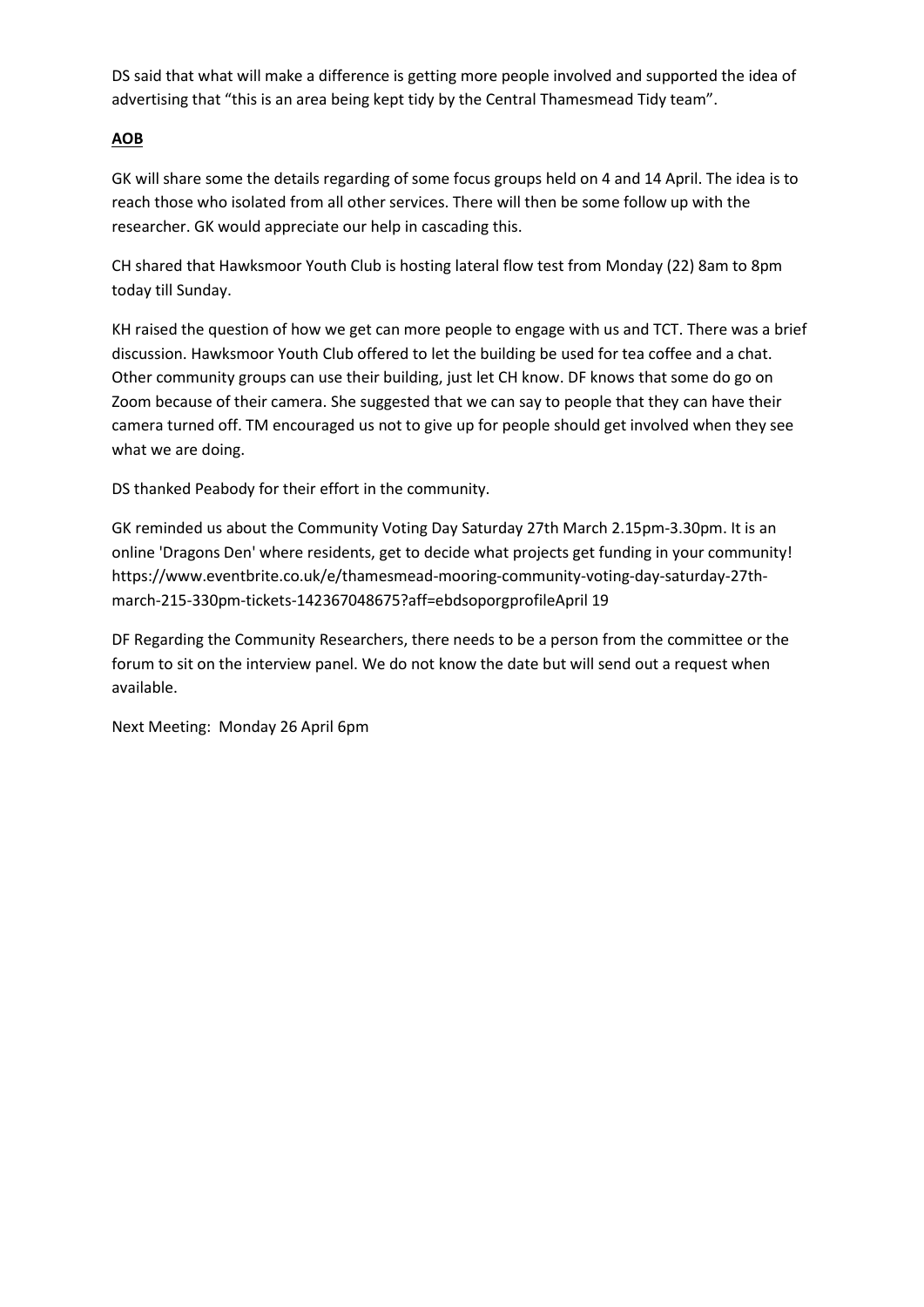DS said that what will make a difference is getting more people involved and supported the idea of advertising that "this is an area being kept tidy by the Central Thamesmead Tidy team".

**AOB**

GK will share some the details regarding of some focus groups held on 4 and 14 April. The idea is to reach those who isolated from all other services. There will then be some follow up with the researcher. GK would appreciate our help in cascading this.

CH shared that Hawksmoor Youth Club is hosting lateral flow test from Monday (22) 8am to 8pm today till Sunday.

KH raised the question of how we get can more people to engage with us and TCT. There was a brief discussion. Hawksmoor Youth Club offered to let the building be used for tea coffee and a chat. Other community groups can use their building, just let CH know. DF knows that some do go on Zoom because of their camera. She suggested that we can say to people that they can have their camera turned off. TM encouraged us not to give up for people should get involved when they see what we are doing.

DS thanked Peabody for their effort in the community.

GK reminded us about the Community Voting Day Saturday 27th March 2.15pm-3.30pm. It is an online 'Dragons Den' where residents, get to decide what projects get funding in your community! https://www.eventbrite.co.uk/e/thamesmead-mooring-community-voting-day-saturday-27th-march-215-330pm-tickets-142367048675?aff=ebdsoporgprofileApril 19

DF Regarding the Community Researchers, there needs to be a person from the committee or the forum to sit on the interview panel. We do not know the date but will send out a request when available.

Next Meeting: Monday 26 April 6pm